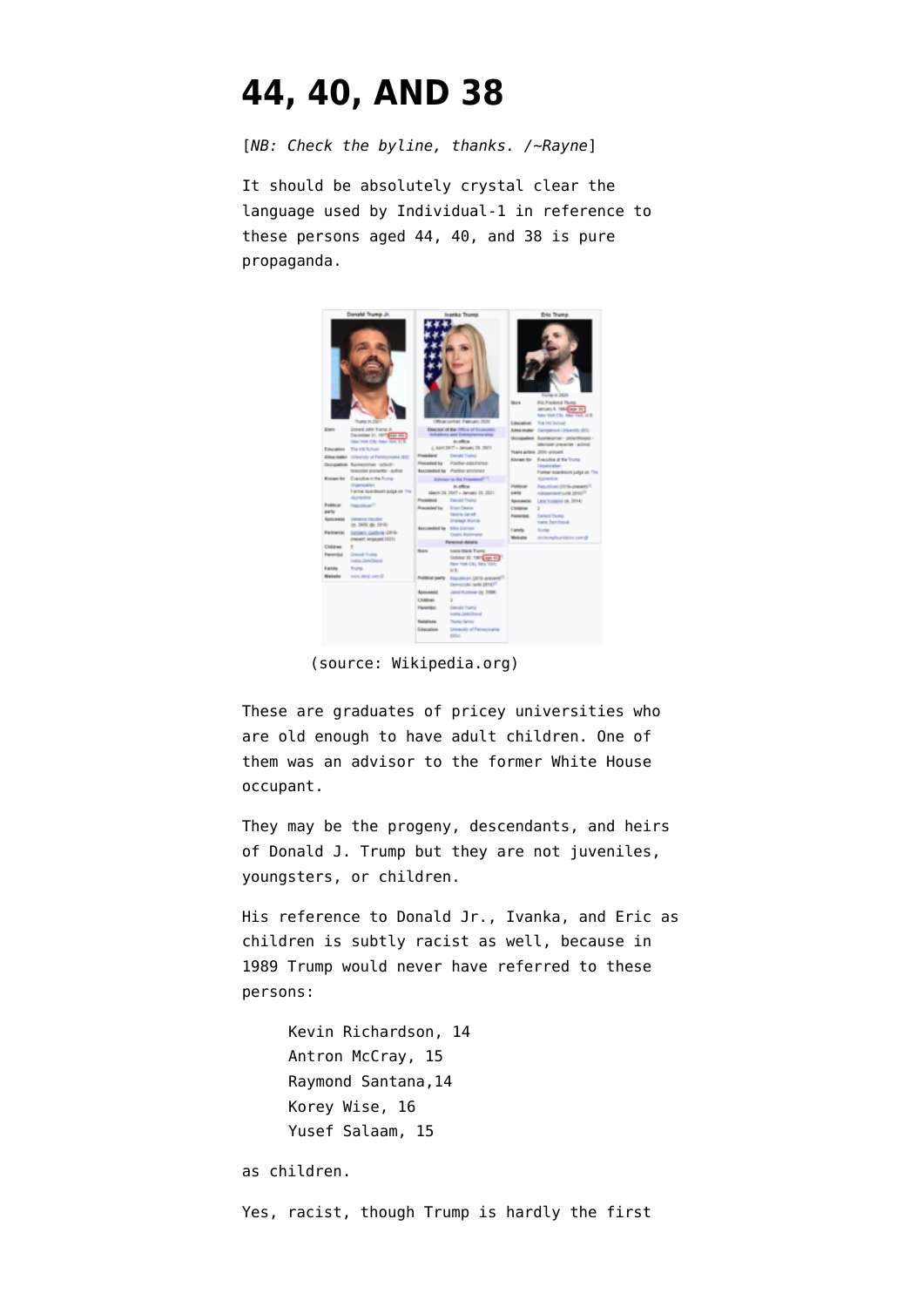# 44, 40, AND 38

[*NB: Check the byline, thanks. /~Rayne*]

It should be absolutely crystal clear the language used by Individual-1 in reference to these persons aged 44, 40, and 38 is pure propaganda.

(source: Wikipedia.org)

These are graduates of pricey universities who are old enough to have adult children. One of them was an advisor to the former White House occupant.

They may be the progeny, descendants, and heirs of Donald J. Trump but they are not juveniles, youngsters, or children.

His reference to Donald Jr., Ivanka, and Eric as children is subtly racist as well, because in 1989 Trump would never have referred to these persons:

> Kevin Richardson, 14
> Antron McCray, 15
> Raymond Santana,14
> Korey Wise, 16
> Yusef Salaam, 15

as children.

Yes, racist, though Trump is hardly the first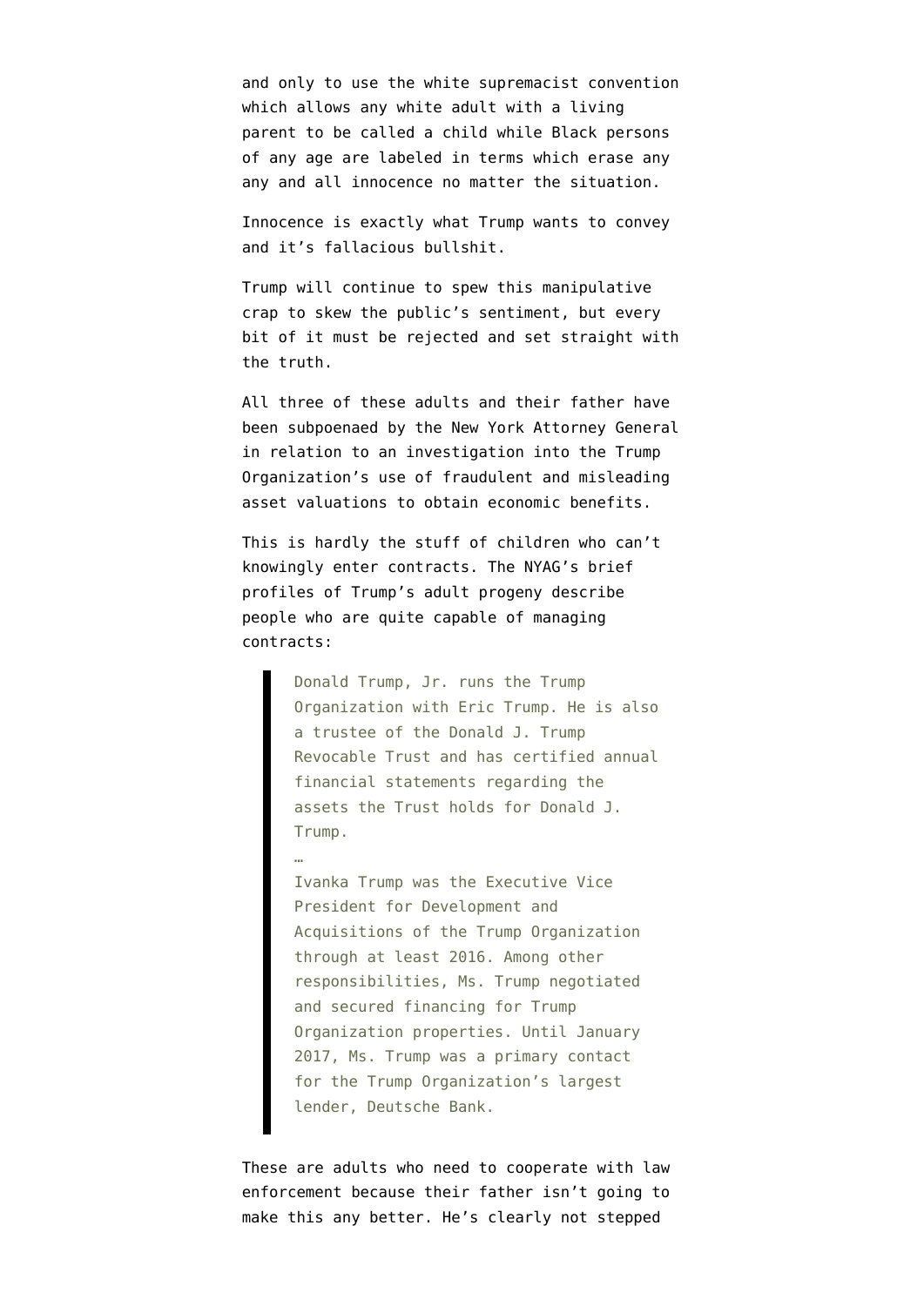and only to use the white supremacist convention which allows any white adult with a living parent to be called a child while Black persons of any age are labeled in terms which erase any any and all innocence no matter the situation.

Innocence is exactly what Trump wants to convey and it's fallacious bullshit.

Trump will continue to spew this manipulative crap to skew the public's sentiment, but every bit of it must be rejected and set straight with the truth.

All three of these adults and their father have been subpoenaed by the New York Attorney General in relation to an investigation into the Trump Organization's use of fraudulent and misleading asset valuations to obtain economic benefits.

This is hardly the stuff of children who can't knowingly enter contracts. The NYAG's brief profiles of Trump's adult progeny describe people who are quite capable of managing contracts:

> Donald Trump, Jr. runs the Trump Organization with Eric Trump. He is also a trustee of the Donald J. Trump Revocable Trust and has certified annual financial statements regarding the assets the Trust holds for Donald J. Trump.
>
> …
>
> Ivanka Trump was the Executive Vice President for Development and Acquisitions of the Trump Organization through at least 2016. Among other responsibilities, Ms. Trump negotiated and secured financing for Trump Organization properties. Until January 2017, Ms. Trump was a primary contact for the Trump Organization's largest lender, Deutsche Bank.

These are adults who need to cooperate with law enforcement because their father isn't going to make this any better. He's clearly not stepped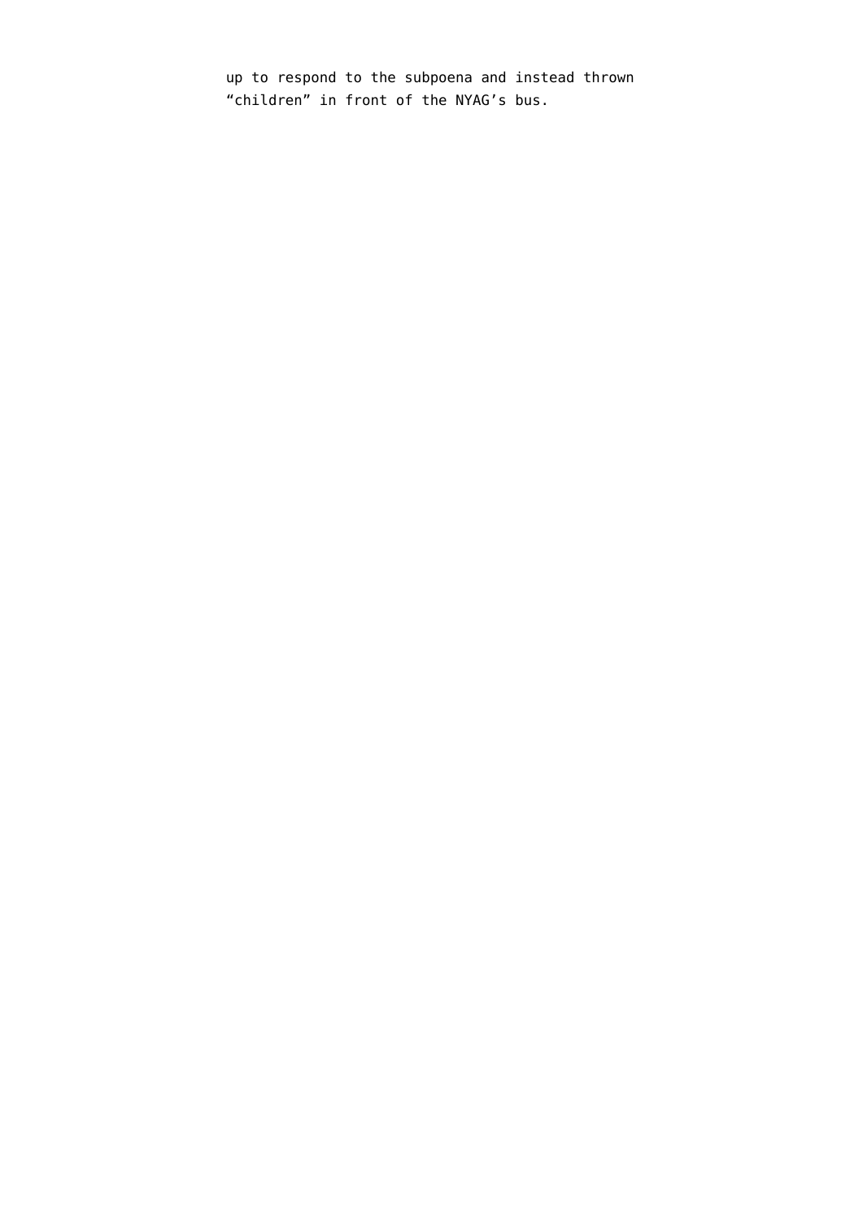up to respond to the subpoena and instead thrown “children” in front of the NYAG’s bus.